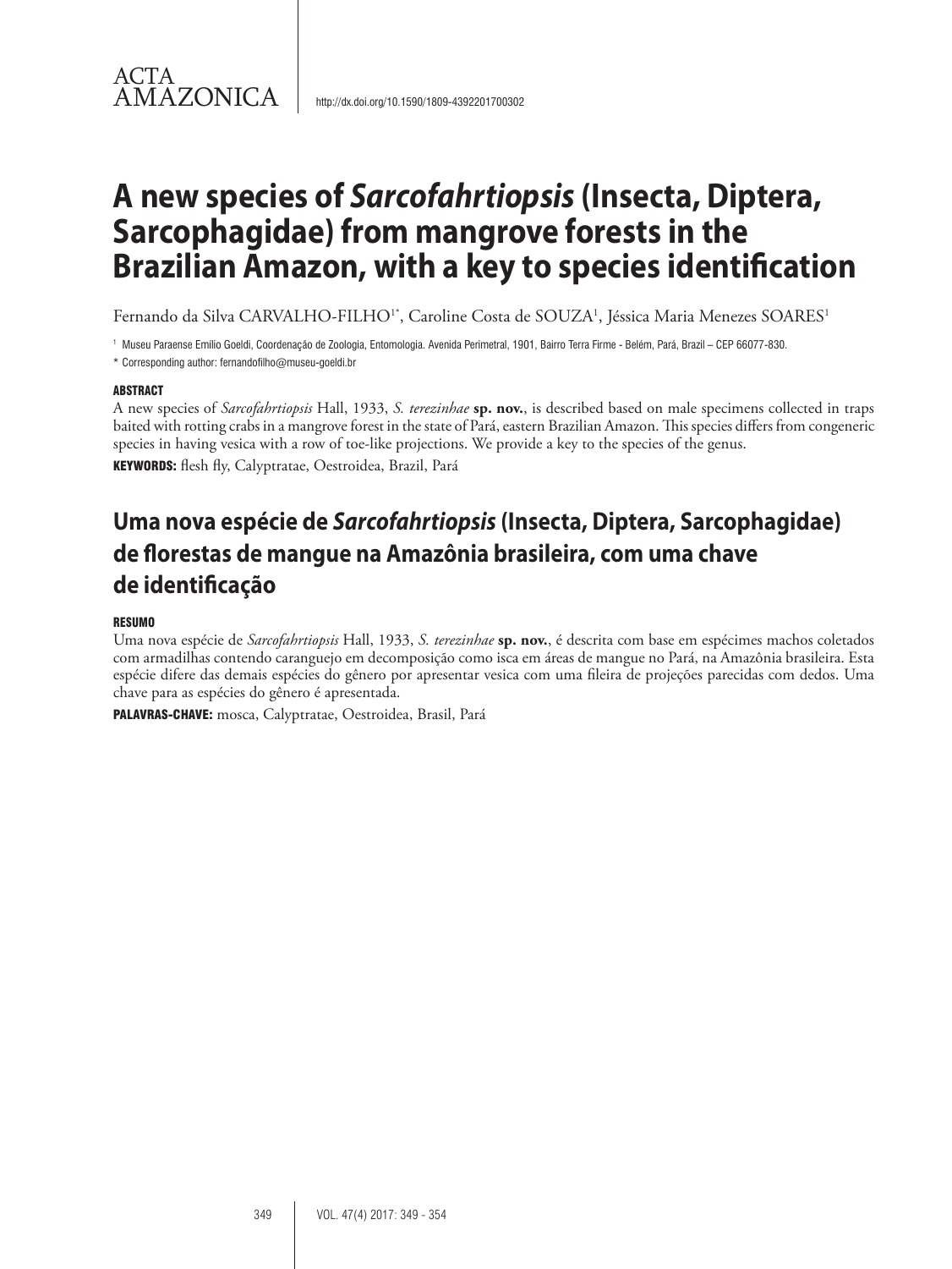ACTA AMAZONICA

http://dx.doi.org/10.1590/1809-4392201700302

# A new species of *Sarcofahrtiopsis* (Insecta, Diptera, Sarcophagidae) from mangrove forests in the Brazilian Amazon, with a key to species identification

Fernando da Silva CARVALHO-FILHO[1*], Caroline Costa de SOUZA[1], Jéssica Maria Menezes SOARES[1]

[1] Museu Paraense Emílio Goeldi, Coordenação de Zoologia, Entomologia. Avenida Perimetral, 1901, Bairro Terra Firme - Belém, Pará, Brazil – CEP 66077-830.

* Corresponding author: fernandofilho@museu-goeldi.br

### ABSTRACT

A new species of *Sarcofahrtiopsis* Hall, 1933, *S. terezinhae* **sp. nov.**, is described based on male specimens collected in traps baited with rotting crabs in a mangrove forest in the state of Pará, eastern Brazilian Amazon. This species differs from congeneric species in having vesica with a row of toe-like projections. We provide a key to the species of the genus.

**KEYWORDS:** flesh fly, Calyptratae, Oestroidea, Brazil, Pará

## Uma nova espécie de *Sarcofahrtiopsis* (Insecta, Diptera, Sarcophagidae) de florestas de mangue na Amazônia brasileira, com uma chave de identificação

### RESUMO

Uma nova espécie de *Sarcofahrtiopsis* Hall, 1933, *S. terezinhae* **sp. nov.**, é descrita com base em espécimes machos coletados com armadilhas contendo caranguejo em decomposição como isca em áreas de mangue no Pará, na Amazônia brasileira. Esta espécie difere das demais espécies do gênero por apresentar vesica com uma fileira de projeções parecidas com dedos. Uma chave para as espécies do gênero é apresentada.

**PALAVRAS-CHAVE:** mosca, Calyptratae, Oestroidea, Brasil, Pará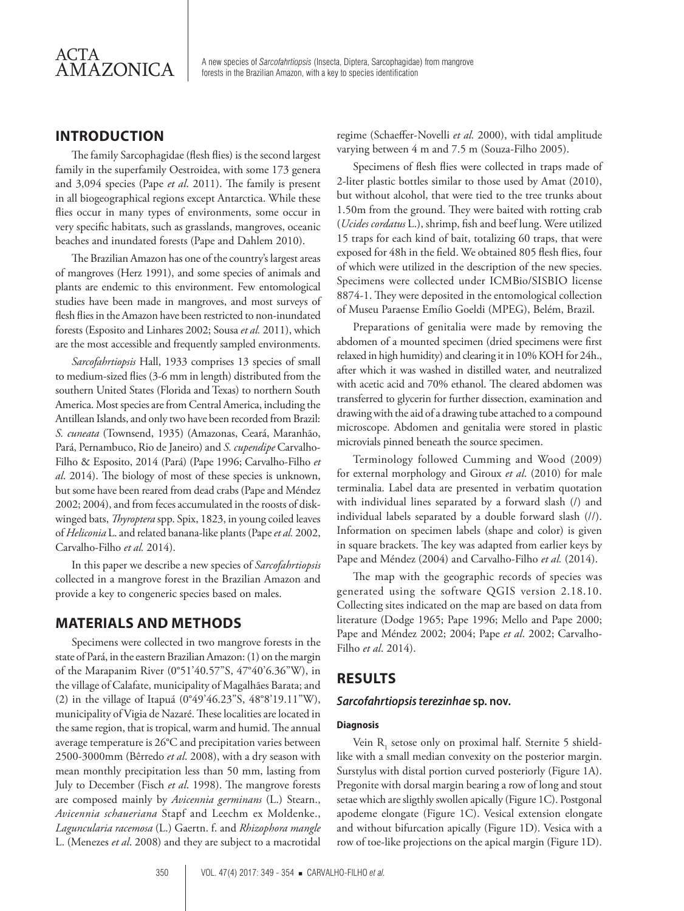## INTRODUCTION

The family Sarcophagidae (flesh flies) is the second largest family in the superfamily Oestroidea, with some 173 genera and 3,094 species (Pape *et al*. 2011). The family is present in all biogeographical regions except Antarctica. While these flies occur in many types of environments, some occur in very specific habitats, such as grasslands, mangroves, oceanic beaches and inundated forests (Pape and Dahlem 2010).

The Brazilian Amazon has one of the country's largest areas of mangroves (Herz 1991), and some species of animals and plants are endemic to this environment. Few entomological studies have been made in mangroves, and most surveys of flesh flies in the Amazon have been restricted to non-inundated forests (Esposito and Linhares 2002; Sousa *et al.* 2011), which are the most accessible and frequently sampled environments.

*Sarcofahrtiopsis* Hall, 1933 comprises 13 species of small to medium-sized flies (3-6 mm in length) distributed from the southern United States (Florida and Texas) to northern South America. Most species are from Central America, including the Antillean Islands, and only two have been recorded from Brazil: *S. cuneata* (Townsend, 1935) (Amazonas, Ceará, Maranhão, Pará, Pernambuco, Rio de Janeiro) and *S. cupendipe* Carvalho-Filho & Esposito, 2014 (Pará) (Pape 1996; Carvalho-Filho *et al*. 2014). The biology of most of these species is unknown, but some have been reared from dead crabs (Pape and Méndez 2002; 2004), and from feces accumulated in the roosts of disk-winged bats, *Thyroptera* spp. Spix, 1823, in young coiled leaves of *Heliconia* L. and related banana-like plants (Pape *et al.* 2002, Carvalho-Filho *et al.* 2014).

In this paper we describe a new species of *Sarcofahrtiopsis* collected in a mangrove forest in the Brazilian Amazon and provide a key to congeneric species based on males.

## MATERIALS AND METHODS

Specimens were collected in two mangrove forests in the state of Pará, in the eastern Brazilian Amazon: (1) on the margin of the Marapanim River (0°51'40.57"S, 47°40'6.36"W), in the village of Calafate, municipality of Magalhães Barata; and (2) in the village of Itapuá (0°49'46.23"S, 48°8'19.11"W), municipality of Vigia de Nazaré. These localities are located in the same region, that is tropical, warm and humid. The annual average temperature is 26°C and precipitation varies between 2500-3000mm (Bêrredo *et al*. 2008), with a dry season with mean monthly precipitation less than 50 mm, lasting from July to December (Fisch *et al*. 1998). The mangrove forests are composed mainly by *Avicennia germinans* (L.) Stearn., *Avicennia schaueriana* Stapf and Leechm ex Moldenke., *Laguncularia racemosa* (L.) Gaertn. f. and *Rhizophora mangle* L. (Menezes *et al*. 2008) and they are subject to a macrotidal regime (Schaeffer-Novelli *et al.* 2000), with tidal amplitude varying between 4 m and 7.5 m (Souza-Filho 2005).

Specimens of flesh flies were collected in traps made of 2-liter plastic bottles similar to those used by Amat (2010), but without alcohol, that were tied to the tree trunks about 1.50m from the ground. They were baited with rotting crab (*Ucides cordatus* L.), shrimp, fish and beef lung. Were utilized 15 traps for each kind of bait, totalizing 60 traps, that were exposed for 48h in the field. We obtained 805 flesh flies, four of which were utilized in the description of the new species. Specimens were collected under ICMBio/SISBIO license 8874-1. They were deposited in the entomological collection of Museu Paraense Emílio Goeldi (MPEG), Belém, Brazil.

Preparations of genitalia were made by removing the abdomen of a mounted specimen (dried specimens were first relaxed in high humidity) and clearing it in 10% KOH for 24h., after which it was washed in distilled water, and neutralized with acetic acid and 70% ethanol. The cleared abdomen was transferred to glycerin for further dissection, examination and drawing with the aid of a drawing tube attached to a compound microscope. Abdomen and genitalia were stored in plastic microvials pinned beneath the source specimen.

Terminology followed Cumming and Wood (2009) for external morphology and Giroux *et al*. (2010) for male terminalia. Label data are presented in verbatim quotation with individual lines separated by a forward slash (/) and individual labels separated by a double forward slash (//). Information on specimen labels (shape and color) is given in square brackets. The key was adapted from earlier keys by Pape and Méndez (2004) and Carvalho-Filho *et al.* (2014).

The map with the geographic records of species was generated using the software QGIS version 2.18.10. Collecting sites indicated on the map are based on data from literature (Dodge 1965; Pape 1996; Mello and Pape 2000; Pape and Méndez 2002; 2004; Pape *et al*. 2002; Carvalho-Filho *et al*. 2014).

## RESULTS

### *Sarcofahrtiopsis terezinhae* sp. nov.

#### Diagnosis

Vein $R_1$ setose only on proximal half. Sternite 5 shield-like with a small median convexity on the posterior margin. Surstylus with distal portion curved posteriorly (Figure 1A). Pregonite with dorsal margin bearing a row of long and stout setae which are sligthly swollen apically (Figure 1C). Postgonal apodeme elongate (Figure 1C). Vesical extension elongate and without bifurcation apically (Figure 1D). Vesica with a row of toe-like projections on the apical margin (Figure 1D).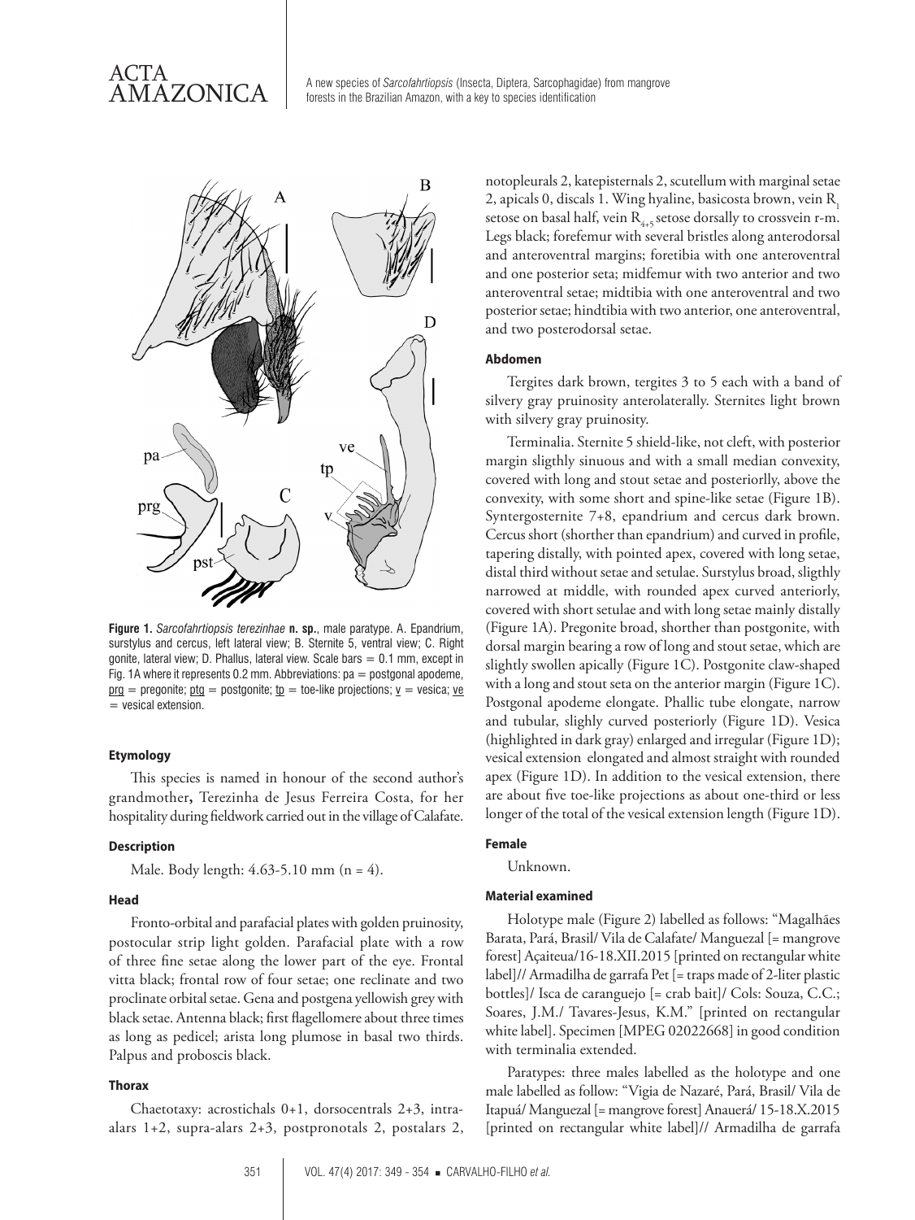**Figure 1.** *Sarcofahrtiopsis terezinhae* **n. sp.**, male paratype. A. Epandrium, surstylus and cercus, left lateral view; B. Sternite 5, ventral view; C. Right gonite, lateral view; D. Phallus, lateral view. Scale bars = 0.1 mm, except in Fig. 1A where it represents 0.2 mm. Abbreviations: pa = postgonal apodeme, prg = pregonite; ptg = postgonite; tp = toe-like projections; v = vesica; ve = vesical extension.

#### Etymology

This species is named in honour of the second author's grandmother**,** Terezinha de Jesus Ferreira Costa, for her hospitality during fieldwork carried out in the village of Calafate.

#### Description

Male. Body length: 4.63-5.10 mm (n = 4).

#### Head

Fronto-orbital and parafacial plates with golden pruinosity, postocular strip light golden. Parafacial plate with a row of three fine setae along the lower part of the eye. Frontal vitta black; frontal row of four setae; one reclinate and two proclinate orbital setae. Gena and postgena yellowish grey with black setae. Antenna black; first flagellomere about three times as long as pedicel; arista long plumose in basal two thirds. Palpus and proboscis black.

#### Thorax

Chaetotaxy: acrostichals 0+1, dorsocentrals 2+3, intra-alars 1+2, supra-alars 2+3, postpronotals 2, postalars 2, notopleurals 2, katepisternals 2, scutellum with marginal setae 2, apicals 0, discals 1. Wing hyaline, basicosta brown, vein $R_1$ setose on basal half, vein $R_{4+5}$ setose dorsally to crossvein r-m. Legs black; forefemur with several bristles along anterodorsal and anteroventral margins; foretibia with one anteroventral and one posterior seta; midfemur with two anterior and two anteroventral setae; midtibia with one anteroventral and two posterior setae; hindtibia with two anterior, one anteroventral, and two posterodorsal setae.

#### Abdomen

Tergites dark brown, tergites 3 to 5 each with a band of silvery gray pruinosity anterolaterally. Sternites light brown with silvery gray pruinosity.

Terminalia. Sternite 5 shield-like, not cleft, with posterior margin sligthly sinuous and with a small median convexity, covered with long and stout setae and posteriorlly, above the convexity, with some short and spine-like setae (Figure 1B). Syntergosternite 7+8, epandrium and cercus dark brown. Cercus short (shorther than epandrium) and curved in profile, tapering distally, with pointed apex, covered with long setae, distal third without setae and setulae. Surstylus broad, sligthly narrowed at middle, with rounded apex curved anteriorly, covered with short setulae and with long setae mainly distally (Figure 1A). Pregonite broad, shorther than postgonite, with dorsal margin bearing a row of long and stout setae, which are slightly swollen apically (Figure 1C). Postgonite claw-shaped with a long and stout seta on the anterior margin (Figure 1C). Postgonal apodeme elongate. Phallic tube elongate, narrow and tubular, slighly curved posteriorly (Figure 1D). Vesica (highlighted in dark gray) enlarged and irregular (Figure 1D); vesical extension elongated and almost straight with rounded apex (Figure 1D). In addition to the vesical extension, there are about five toe-like projections as about one-third or less longer of the total of the vesical extension length (Figure 1D).

#### Female

Unknown.

#### Material examined

Holotype male (Figure 2) labelled as follows: "Magalhães Barata, Pará, Brasil/ Vila de Calafate/ Manguezal [= mangrove forest] Açaiteua/16-18.XII.2015 [printed on rectangular white label]// Armadilha de garrafa Pet [= traps made of 2-liter plastic bottles]/ Isca de caranguejo [= crab bait]/ Cols: Souza, C.C.; Soares, J.M./ Tavares-Jesus, K.M." [printed on rectangular white label]. Specimen [MPEG 02022668] in good condition with terminalia extended.

Paratypes: three males labelled as the holotype and one male labelled as follow: "Vigia de Nazaré, Pará, Brasil/ Vila de Itapuá/ Manguezal [= mangrove forest] Anauerá/ 15-18.X.2015 [printed on rectangular white label]// Armadilha de garrafa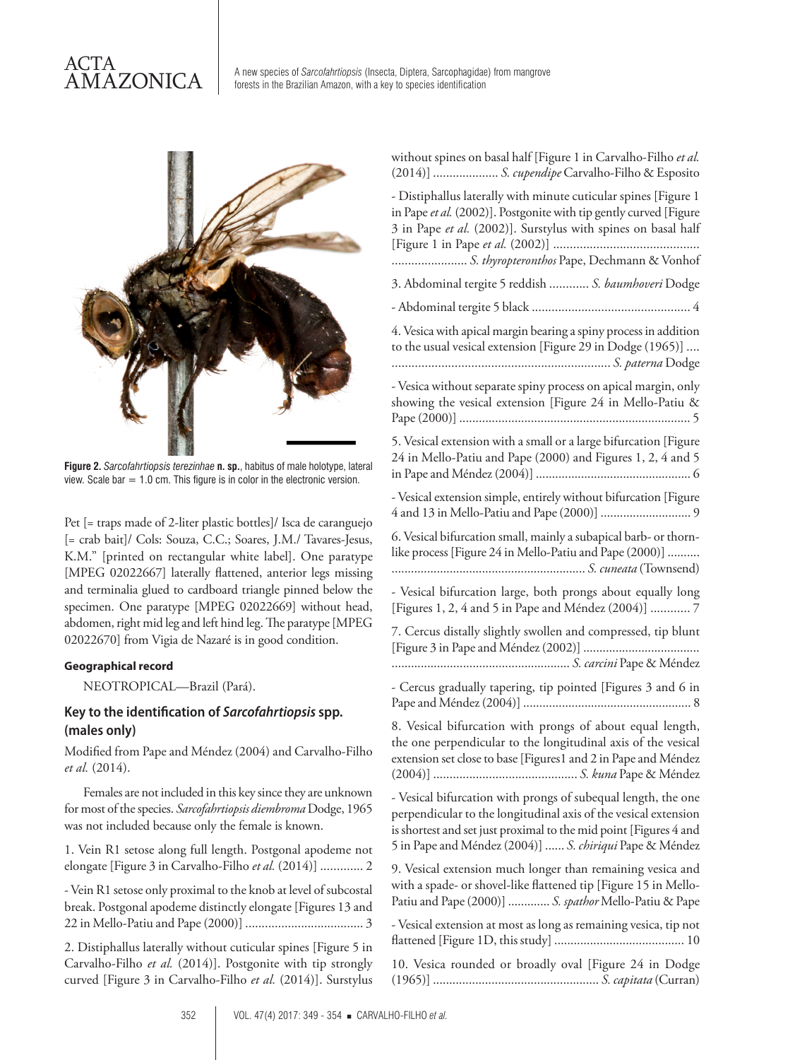**Figure 2.** *Sarcofahrtiopsis terezinhae* **n. sp.**, habitus of male holotype, lateral view. Scale bar = 1.0 cm. This figure is in color in the electronic version.

Pet [= traps made of 2-liter plastic bottles]/ Isca de caranguejo [= crab bait]/ Cols: Souza, C.C.; Soares, J.M./ Tavares-Jesus, K.M." [printed on rectangular white label]. One paratype [MPEG 02022667] laterally flattened, anterior legs missing and terminalia glued to cardboard triangle pinned below the specimen. One paratype [MPEG 02022669] without head, abdomen, right mid leg and left hind leg. The paratype [MPEG 02022670] from Vigia de Nazaré is in good condition.

#### Geographical record

NEOTROPICAL—Brazil (Pará).

### Key to the identification of *Sarcofahrtiopsis* spp. (males only)

Modified from Pape and Méndez (2004) and Carvalho-Filho *et al.* (2014).

Females are not included in this key since they are unknown for most of the species. *Sarcofahrtiopsis diembroma* Dodge, 1965 was not included because only the female is known.

1. Vein R1 setose along full length. Postgonal apodeme not elongate [Figure 3 in Carvalho-Filho *et al.* (2014)] ............. 2

- Vein R1 setose only proximal to the knob at level of subcostal break. Postgonal apodeme distinctly elongate [Figures 13 and 22 in Mello-Patiu and Pape (2000)] .................................... 3

2. Distiphallus laterally without cuticular spines [Figure 5 in Carvalho-Filho *et al.* (2014)]. Postgonite with tip strongly curved [Figure 3 in Carvalho-Filho *et al.* (2014)]. Surstylus without spines on basal half [Figure 1 in Carvalho-Filho *et al.* (2014)] .................... *S. cupendipe* Carvalho-Filho & Esposito

- Distiphallus laterally with minute cuticular spines [Figure 1 in Pape *et al.* (2002)]. Postgonite with tip gently curved [Figure 3 in Pape *et al.* (2002)]. Surstylus with spines on basal half [Figure 1 in Pape *et al.* (2002)] ............................................ ....................... *S. thyropteronthos* Pape, Dechmann & Vonhof

3. Abdominal tergite 5 reddish ............ *S. baumhoveri* Dodge

- Abdominal tergite 5 black ................................................ 4

4. Vesica with apical margin bearing a spiny process in addition to the usual vesical extension [Figure 29 in Dodge (1965)] .... .................................................................. *S. paterna* Dodge

- Vesica without separate spiny process on apical margin, only showing the vesical extension [Figure 24 in Mello-Patiu & Pape (2000)] ....................................................................... 5

5. Vesical extension with a small or a large bifurcation [Figure 24 in Mello-Patiu and Pape (2000) and Figures 1, 2, 4 and 5 in Pape and Méndez (2004)] ................................................ 6

- Vesical extension simple, entirely without bifurcation [Figure 4 and 13 in Mello-Patiu and Pape (2000)] ............................ 9

6. Vesical bifurcation small, mainly a subapical barb- or thorn-like process [Figure 24 in Mello-Patiu and Pape (2000)] .......... ............................................................ *S. cuneata* (Townsend)

- Vesical bifurcation large, both prongs about equally long [Figures 1, 2, 4 and 5 in Pape and Méndez (2004)] ............ 7

7. Cercus distally slightly swollen and compressed, tip blunt [Figure 3 in Pape and Méndez (2002)] .................................... ....................................................... *S. carcini* Pape & Méndez

- Cercus gradually tapering, tip pointed [Figures 3 and 6 in Pape and Méndez (2004)] .................................................... 8

8. Vesical bifurcation with prongs of about equal length, the one perpendicular to the longitudinal axis of the vesical extension set close to base [Figures1 and 2 in Pape and Méndez (2004)] ............................................ *S. kuna* Pape & Méndez

- Vesical bifurcation with prongs of subequal length, the one perpendicular to the longitudinal axis of the vesical extension is shortest and set just proximal to the mid point [Figures 4 and 5 in Pape and Méndez (2004)] ...... *S. chiriqui* Pape & Méndez

9. Vesical extension much longer than remaining vesica and with a spade- or shovel-like flattened tip [Figure 15 in Mello-Patiu and Pape (2000)] ............. *S. spathor* Mello-Patiu & Pape

- Vesical extension at most as long as remaining vesica, tip not flattened [Figure 1D, this study] ........................................ 10

10. Vesica rounded or broadly oval [Figure 24 in Dodge (1965)] ................................................... *S. capitata* (Curran)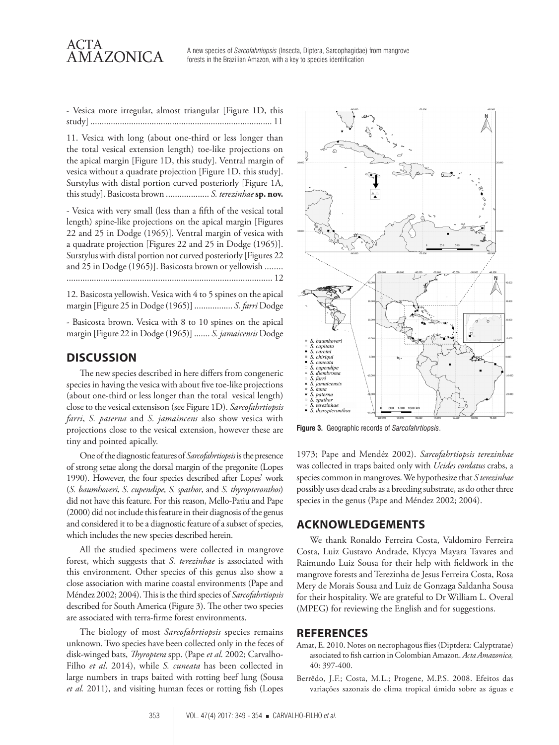- Vesica more irregular, almost triangular [Figure 1D, this study] ............................................................................... 11

11. Vesica with long (about one-third or less longer than the total vesical extension length) toe-like projections on the apical margin [Figure 1D, this study]. Ventral margin of vesica without a quadrate projection [Figure 1D, this study]. Surstylus with distal portion curved posteriorly [Figure 1A, this study]. Basicosta brown .................. *S. terezinhae* **sp. nov.**

- Vesica with very small (less than a fifth of the vesical total length) spine-like projections on the apical margin [Figures 22 and 25 in Dodge (1965)]. Ventral margin of vesica with a quadrate projection [Figures 22 and 25 in Dodge (1965)]. Surstylus with distal portion not curved posteriorly [Figures 22 and 25 in Dodge (1965)]. Basicosta brown or yellowish ........ ......................................................................................... 12

12. Basicosta yellowish. Vesica with 4 to 5 spines on the apical margin [Figure 25 in Dodge (1965)] ................. *S. farri* Dodge

- Basicosta brown. Vesica with 8 to 10 spines on the apical margin [Figure 22 in Dodge (1965)] ....... *S. jamaicensis* Dodge

## DISCUSSION

The new species described in here differs from congeneric species in having the vesica with about five toe-like projections (about one-third or less longer than the total vesical length) close to the vesical extensison (see Figure 1D). *Sarcofahrtiopsis farri*, *S. paterna* and *S. jamaincens* also show vesica with projections close to the vesical extension, however these are tiny and pointed apically.

One of the diagnostic features of *Sarcofahrtiopsis* is the presence of strong setae along the dorsal margin of the pregonite (Lopes 1990). However, the four species described after Lopes' work (*S. baumhoveri*, *S. cupendipe, S. spathor*, and *S. thyropteronthos*) did not have this feature. For this reason, Mello-Patiu and Pape (2000) did not include this feature in their diagnosis of the genus and considered it to be a diagnostic feature of a subset of species, which includes the new species described herein.

All the studied specimens were collected in mangrove forest, which suggests that *S. terezinhae* is associated with this environment. Other species of this genus also show a close association with marine coastal environments (Pape and Méndez 2002; 2004). This is the third species of *Sarcofahrtiopsis* described for South America (Figure 3). The other two species are associated with terra-firme forest environments.

The biology of most *Sarcofahrtiopsis* species remains unknown. Two species have been collected only in the feces of disk-winged bats, *Thyroptera* spp. (Pape *et al*. 2002; Carvalho-Filho *et al*. 2014), while *S. cuneata* has been collected in large numbers in traps baited with rotting beef lung (Sousa *et al.* 2011), and visiting human feces or rotting fish (Lopes 1973; Pape and Mendéz 2002). *Sarcofahrtiopsis terezinhae* was collected in traps baited only with *Ucides cordatus* crabs, a species common in mangroves. We hypothesize that *S terezinhae* possibly uses dead crabs as a breeding substrate, as do other three species in the genus (Pape and Méndez 2002; 2004).

**Figure 3.** Geographic records of *Sarcofahrtiopsis*.

## ACKNOWLEDGEMENTS

We thank Ronaldo Ferreira Costa, Valdomiro Ferreira Costa, Luiz Gustavo Andrade, Klycya Mayara Tavares and Raimundo Luiz Sousa for their help with fieldwork in the mangrove forests and Terezinha de Jesus Ferreira Costa, Rosa Mery de Morais Sousa and Luiz de Gonzaga Saldanha Sousa for their hospitality. We are grateful to Dr William L. Overal (MPEG) for reviewing the English and for suggestions.

## REFERENCES

Amat, E. 2010. Notes on necrophagous flies (Diptdera: Calyptratae) associated to fish carrion in Colombian Amazon. *Acta Amazonica,* 40: 397-400.

Berrêdo, J.F.; Costa, M.L.; Progene, M.P.S. 2008. Efeitos das variações sazonais do clima tropical úmido sobre as águas e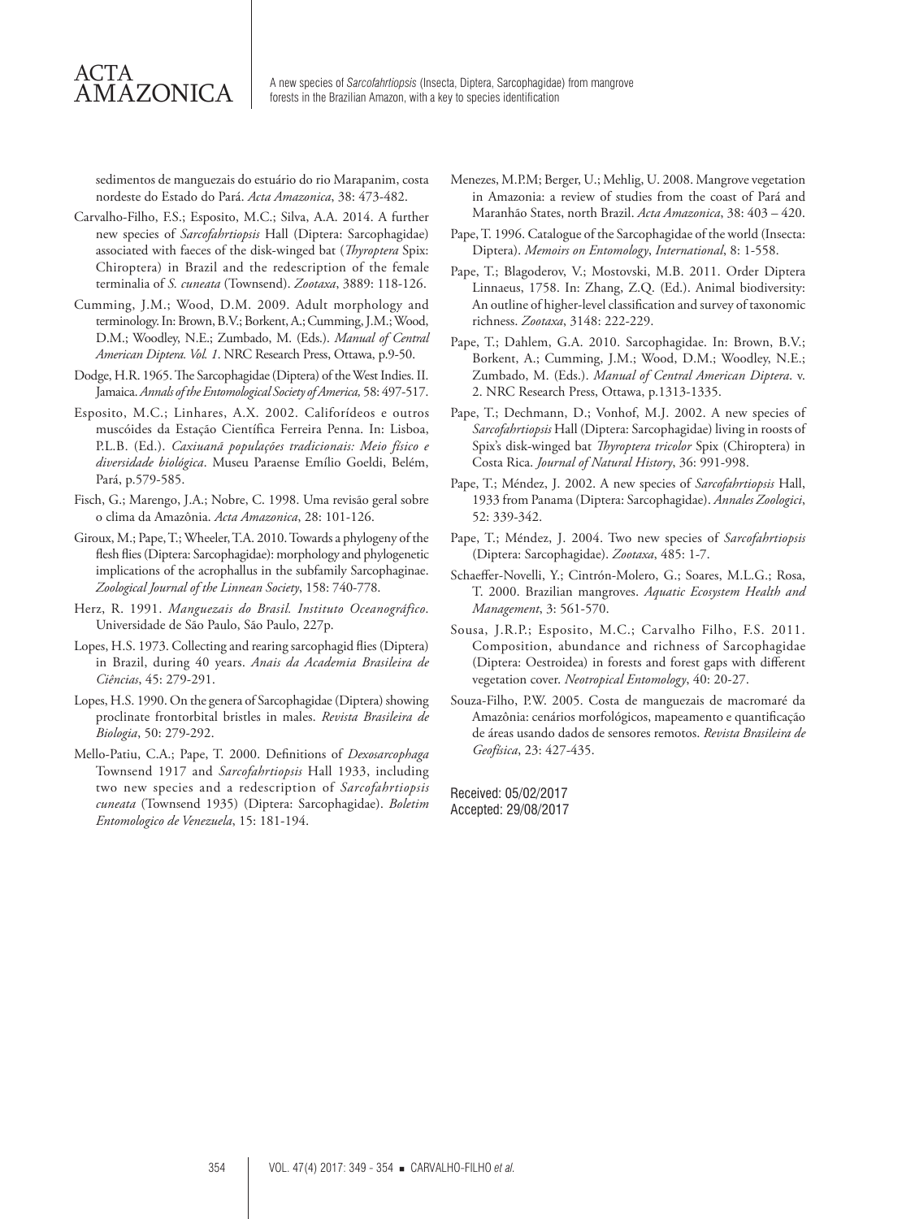sedimentos de manguezais do estuário do rio Marapanim, costa nordeste do Estado do Pará. *Acta Amazonica*, 38: 473-482.

Carvalho-Filho, F.S.; Esposito, M.C.; Silva, A.A. 2014. A further new species of *Sarcofahrtiopsis* Hall (Diptera: Sarcophagidae) associated with faeces of the disk-winged bat (*Thyroptera* Spix: Chiroptera) in Brazil and the redescription of the female terminalia of *S. cuneata* (Townsend). *Zootaxa*, 3889: 118-126.

Cumming, J.M.; Wood, D.M. 2009. Adult morphology and terminology. In: Brown, B.V.; Borkent, A.; Cumming, J.M.; Wood, D.M.; Woodley, N.E.; Zumbado, M. (Eds.). *Manual of Central American Diptera. Vol. 1*. NRC Research Press, Ottawa, p.9-50.

Dodge, H.R. 1965. The Sarcophagidae (Diptera) of the West Indies. II. Jamaica. *Annals of the Entomological Society of America,* 58: 497-517.

Esposito, M.C.; Linhares, A.X. 2002. Califorídeos e outros muscóides da Estação Científica Ferreira Penna. In: Lisboa, P.L.B. (Ed.). *Caxiuanã populações tradicionais: Meio físico e diversidade biológica*. Museu Paraense Emílio Goeldi, Belém, Pará, p.579-585.

Fisch, G.; Marengo, J.A.; Nobre, C. 1998. Uma revisão geral sobre o clima da Amazônia. *Acta Amazonica*, 28: 101-126.

Giroux, M.; Pape, T.; Wheeler, T.A. 2010. Towards a phylogeny of the flesh flies (Diptera: Sarcophagidae): morphology and phylogenetic implications of the acrophallus in the subfamily Sarcophaginae. *Zoological Journal of the Linnean Society*, 158: 740-778.

Herz, R. 1991. *Manguezais do Brasil. Instituto Oceanográfico*. Universidade de São Paulo, São Paulo, 227p.

Lopes, H.S. 1973. Collecting and rearing sarcophagid flies (Diptera) in Brazil, during 40 years. *Anais da Academia Brasileira de Ciências*, 45: 279-291.

Lopes, H.S. 1990. On the genera of Sarcophagidae (Diptera) showing proclinate frontorbital bristles in males. *Revista Brasileira de Biologia*, 50: 279-292.

Mello-Patiu, C.A.; Pape, T. 2000. Definitions of *Dexosarcophaga* Townsend 1917 and *Sarcofahrtiopsis* Hall 1933, including two new species and a redescription of *Sarcofahrtiopsis cuneata* (Townsend 1935) (Diptera: Sarcophagidae). *Boletim Entomologico de Venezuela*, 15: 181-194.

Menezes, M.P.M; Berger, U.; Mehlig, U. 2008. Mangrove vegetation in Amazonia: a review of studies from the coast of Pará and Maranhão States, north Brazil. *Acta Amazonica*, 38: 403 – 420.

Pape, T. 1996. Catalogue of the Sarcophagidae of the world (Insecta: Diptera). *Memoirs on Entomology*, *International*, 8: 1-558.

Pape, T.; Blagoderov, V.; Mostovski, M.B. 2011. Order Diptera Linnaeus, 1758. In: Zhang, Z.Q. (Ed.). Animal biodiversity: An outline of higher-level classification and survey of taxonomic richness. *Zootaxa*, 3148: 222-229.

Pape, T.; Dahlem, G.A. 2010. Sarcophagidae. In: Brown, B.V.; Borkent, A.; Cumming, J.M.; Wood, D.M.; Woodley, N.E.; Zumbado, M. (Eds.). *Manual of Central American Diptera*. v. 2. NRC Research Press, Ottawa, p.1313-1335.

Pape, T.; Dechmann, D.; Vonhof, M.J. 2002. A new species of *Sarcofahrtiopsis* Hall (Diptera: Sarcophagidae) living in roosts of Spix's disk-winged bat *Thyroptera tricolor* Spix (Chiroptera) in Costa Rica. *Journal of Natural History*, 36: 991-998.

Pape, T.; Méndez, J. 2002. A new species of *Sarcofahrtiopsis* Hall, 1933 from Panama (Diptera: Sarcophagidae). *Annales Zoologici*, 52: 339-342.

Pape, T.; Méndez, J. 2004. Two new species of *Sarcofahrtiopsis* (Diptera: Sarcophagidae). *Zootaxa*, 485: 1-7.

Schaeffer-Novelli, Y.; Cintrón-Molero, G.; Soares, M.L.G.; Rosa, T. 2000. Brazilian mangroves. *Aquatic Ecosystem Health and Management*, 3: 561-570.

Sousa, J.R.P.; Esposito, M.C.; Carvalho Filho, F.S. 2011. Composition, abundance and richness of Sarcophagidae (Diptera: Oestroidea) in forests and forest gaps with different vegetation cover. *Neotropical Entomology*, 40: 20-27.

Souza-Filho, P.W. 2005. Costa de manguezais de macromaré da Amazônia: cenários morfológicos, mapeamento e quantificação de áreas usando dados de sensores remotos. *Revista Brasileira de Geofísica*, 23: 427-435.

Received: 05/02/2017
Accepted: 29/08/2017